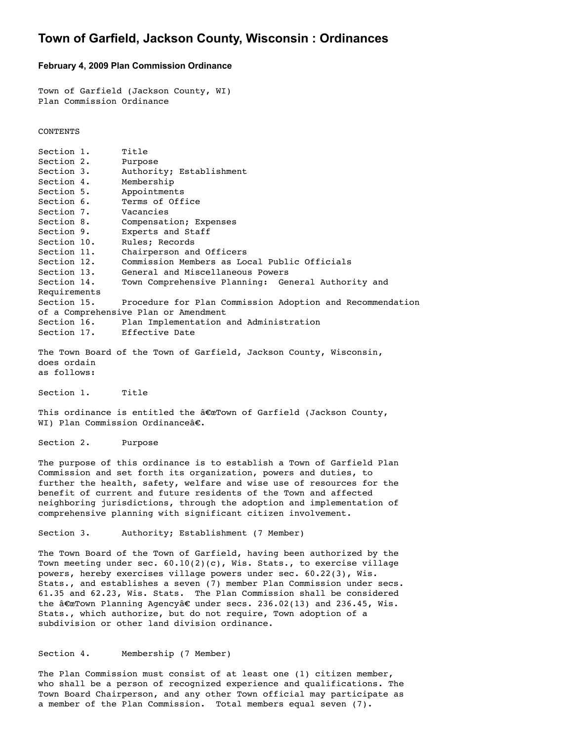# Town of Garfield, Jackson County, Wisconsin : Ordinances

### February 4, 2009 Plan Commission Ordinance

Town of Garfield (Jackson County, WI)
Plan Commission Ordinance

CONTENTS

Section 1. Title
Section 2. Purpose
Section 3. Authority; Establishment
Section 4. Membership
Section 5. Appointments
Section 6. Terms of Office
Section 7. Vacancies
Section 8. Compensation; Expenses
Section 9. Experts and Staff
Section 10. Rules; Records
Section 11. Chairperson and Officers
Section 12. Commission Members as Local Public Officials
Section 13. General and Miscellaneous Powers
Section 14. Town Comprehensive Planning: General Authority and Requirements
Section 15. Procedure for Plan Commission Adoption and Recommendation of a Comprehensive Plan or Amendment
Section 16. Plan Implementation and Administration
Section 17. Effective Date

The Town Board of the Town of Garfield, Jackson County, Wisconsin, does ordain as follows:

Section 1. Title

This ordinance is entitled the â€œTown of Garfield (Jackson County, WI) Plan Commission Ordinanceâ€.

Section 2. Purpose

The purpose of this ordinance is to establish a Town of Garfield Plan Commission and set forth its organization, powers and duties, to further the health, safety, welfare and wise use of resources for the benefit of current and future residents of the Town and affected neighboring jurisdictions, through the adoption and implementation of comprehensive planning with significant citizen involvement.

Section 3. Authority; Establishment (7 Member)

The Town Board of the Town of Garfield, having been authorized by the Town meeting under sec. 60.10(2)(c), Wis. Stats., to exercise village powers, hereby exercises village powers under sec. 60.22(3), Wis. Stats., and establishes a seven (7) member Plan Commission under secs. 61.35 and 62.23, Wis. Stats. The Plan Commission shall be considered the â€œTown Planning Agencyâ€ under secs. 236.02(13) and 236.45, Wis. Stats., which authorize, but do not require, Town adoption of a subdivision or other land division ordinance.

Section 4. Membership (7 Member)

The Plan Commission must consist of at least one (1) citizen member, who shall be a person of recognized experience and qualifications. The Town Board Chairperson, and any other Town official may participate as a member of the Plan Commission. Total members equal seven (7).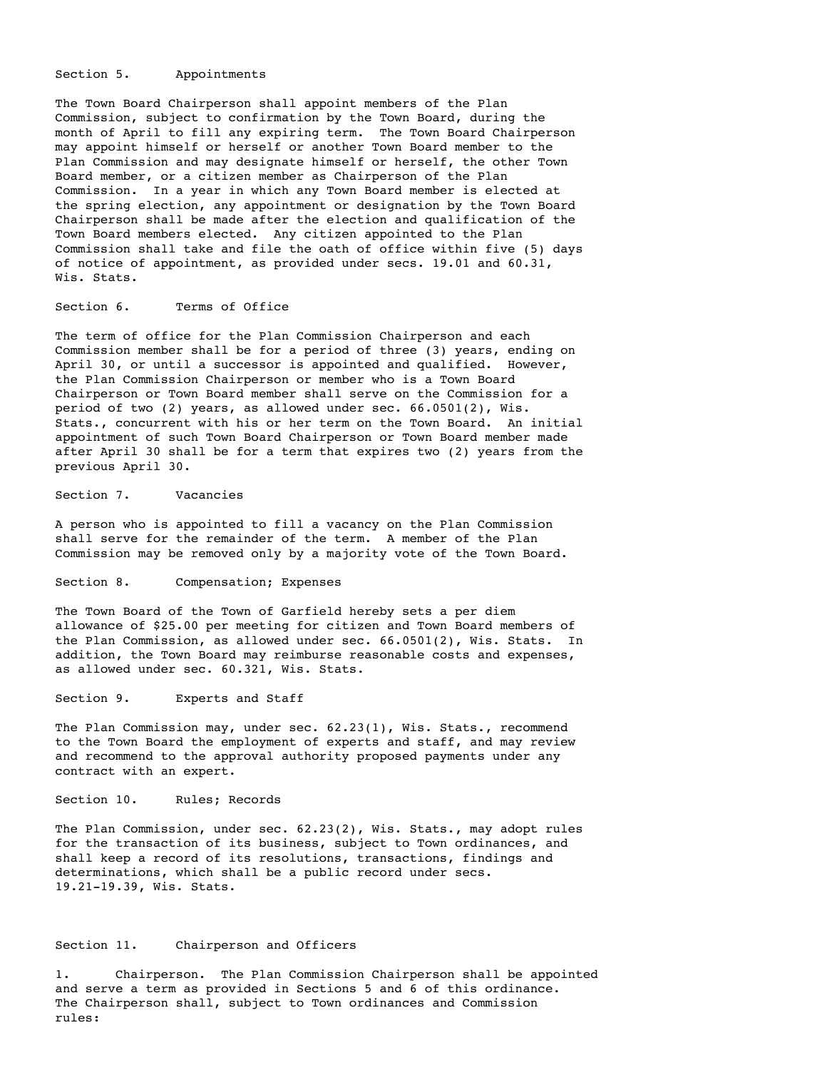## Section 5. Appointments

The Town Board Chairperson shall appoint members of the Plan Commission, subject to confirmation by the Town Board, during the month of April to fill any expiring term. The Town Board Chairperson may appoint himself or herself or another Town Board member to the Plan Commission and may designate himself or herself, the other Town Board member, or a citizen member as Chairperson of the Plan Commission. In a year in which any Town Board member is elected at the spring election, any appointment or designation by the Town Board Chairperson shall be made after the election and qualification of the Town Board members elected. Any citizen appointed to the Plan Commission shall take and file the oath of office within five (5) days of notice of appointment, as provided under secs. 19.01 and 60.31, Wis. Stats.

## Section 6. Terms of Office

The term of office for the Plan Commission Chairperson and each Commission member shall be for a period of three (3) years, ending on April 30, or until a successor is appointed and qualified. However, the Plan Commission Chairperson or member who is a Town Board Chairperson or Town Board member shall serve on the Commission for a period of two (2) years, as allowed under sec. 66.0501(2), Wis. Stats., concurrent with his or her term on the Town Board. An initial appointment of such Town Board Chairperson or Town Board member made after April 30 shall be for a term that expires two (2) years from the previous April 30.

## Section 7. Vacancies

A person who is appointed to fill a vacancy on the Plan Commission shall serve for the remainder of the term. A member of the Plan Commission may be removed only by a majority vote of the Town Board.

## Section 8. Compensation; Expenses

The Town Board of the Town of Garfield hereby sets a per diem allowance of $25.00 per meeting for citizen and Town Board members of the Plan Commission, as allowed under sec. 66.0501(2), Wis. Stats. In addition, the Town Board may reimburse reasonable costs and expenses, as allowed under sec. 60.321, Wis. Stats.

## Section 9. Experts and Staff

The Plan Commission may, under sec. 62.23(1), Wis. Stats., recommend to the Town Board the employment of experts and staff, and may review and recommend to the approval authority proposed payments under any contract with an expert.

## Section 10. Rules; Records

The Plan Commission, under sec. 62.23(2), Wis. Stats., may adopt rules for the transaction of its business, subject to Town ordinances, and shall keep a record of its resolutions, transactions, findings and determinations, which shall be a public record under secs. 19.21-19.39, Wis. Stats.

## Section 11. Chairperson and Officers

1. Chairperson. The Plan Commission Chairperson shall be appointed and serve a term as provided in Sections 5 and 6 of this ordinance. The Chairperson shall, subject to Town ordinances and Commission rules: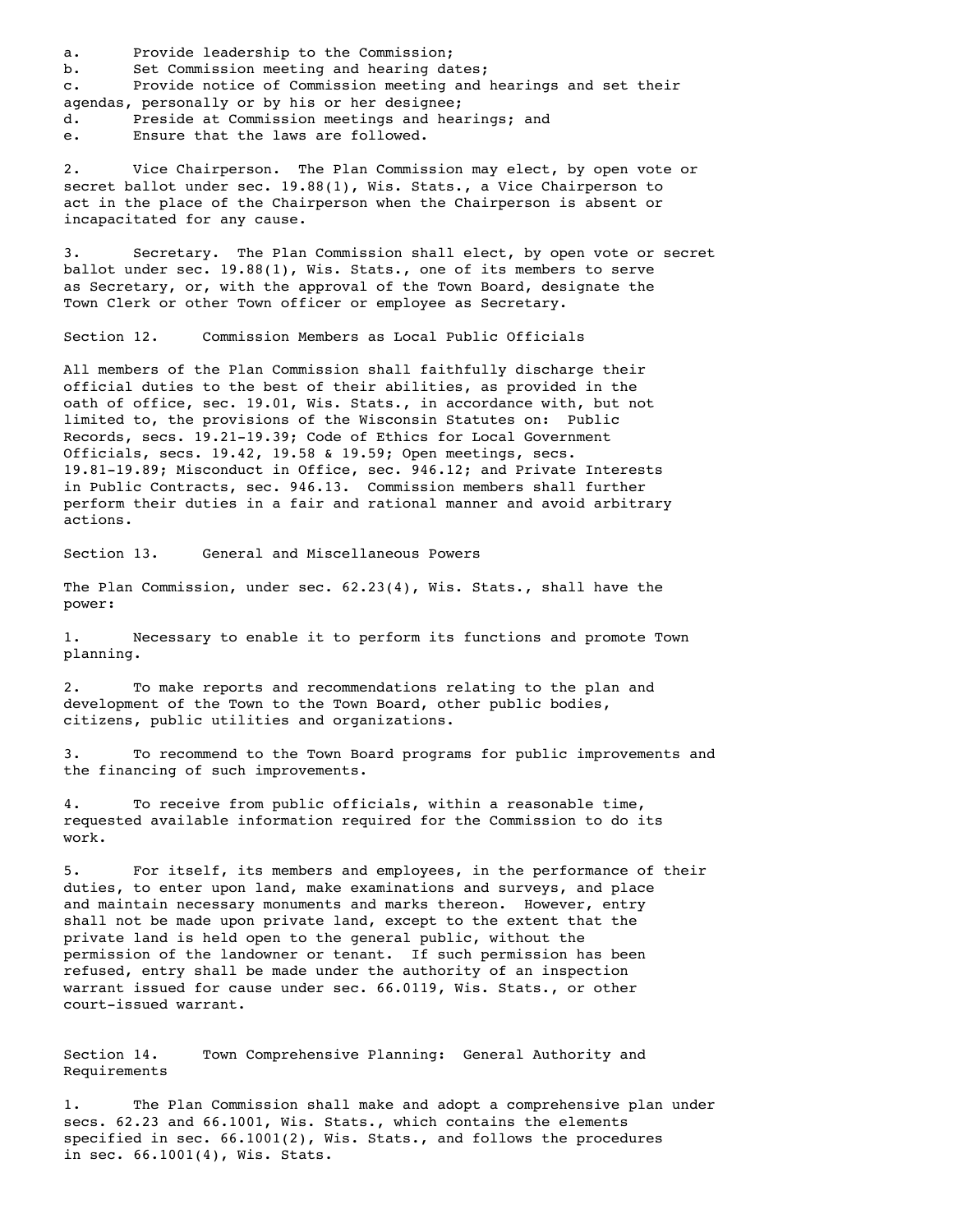a. Provide leadership to the Commission;
b. Set Commission meeting and hearing dates;
c. Provide notice of Commission meeting and hearings and set their agendas, personally or by his or her designee;
d. Preside at Commission meetings and hearings; and
e. Ensure that the laws are followed.

2. Vice Chairperson. The Plan Commission may elect, by open vote or secret ballot under sec. 19.88(1), Wis. Stats., a Vice Chairperson to act in the place of the Chairperson when the Chairperson is absent or incapacitated for any cause.

3. Secretary. The Plan Commission shall elect, by open vote or secret ballot under sec. 19.88(1), Wis. Stats., one of its members to serve as Secretary, or, with the approval of the Town Board, designate the Town Clerk or other Town officer or employee as Secretary.

## Section 12. Commission Members as Local Public Officials

All members of the Plan Commission shall faithfully discharge their official duties to the best of their abilities, as provided in the oath of office, sec. 19.01, Wis. Stats., in accordance with, but not limited to, the provisions of the Wisconsin Statutes on: Public Records, secs. 19.21-19.39; Code of Ethics for Local Government Officials, secs. 19.42, 19.58 & 19.59; Open meetings, secs. 19.81-19.89; Misconduct in Office, sec. 946.12; and Private Interests in Public Contracts, sec. 946.13. Commission members shall further perform their duties in a fair and rational manner and avoid arbitrary actions.

## Section 13. General and Miscellaneous Powers

The Plan Commission, under sec. 62.23(4), Wis. Stats., shall have the power:

1. Necessary to enable it to perform its functions and promote Town planning.

2. To make reports and recommendations relating to the plan and development of the Town to the Town Board, other public bodies, citizens, public utilities and organizations.

3. To recommend to the Town Board programs for public improvements and the financing of such improvements.

4. To receive from public officials, within a reasonable time, requested available information required for the Commission to do its work.

5. For itself, its members and employees, in the performance of their duties, to enter upon land, make examinations and surveys, and place and maintain necessary monuments and marks thereon. However, entry shall not be made upon private land, except to the extent that the private land is held open to the general public, without the permission of the landowner or tenant. If such permission has been refused, entry shall be made under the authority of an inspection warrant issued for cause under sec. 66.0119, Wis. Stats., or other court-issued warrant.

## Section 14. Town Comprehensive Planning: General Authority and Requirements

1. The Plan Commission shall make and adopt a comprehensive plan under secs. 62.23 and 66.1001, Wis. Stats., which contains the elements specified in sec. 66.1001(2), Wis. Stats., and follows the procedures in sec. 66.1001(4), Wis. Stats.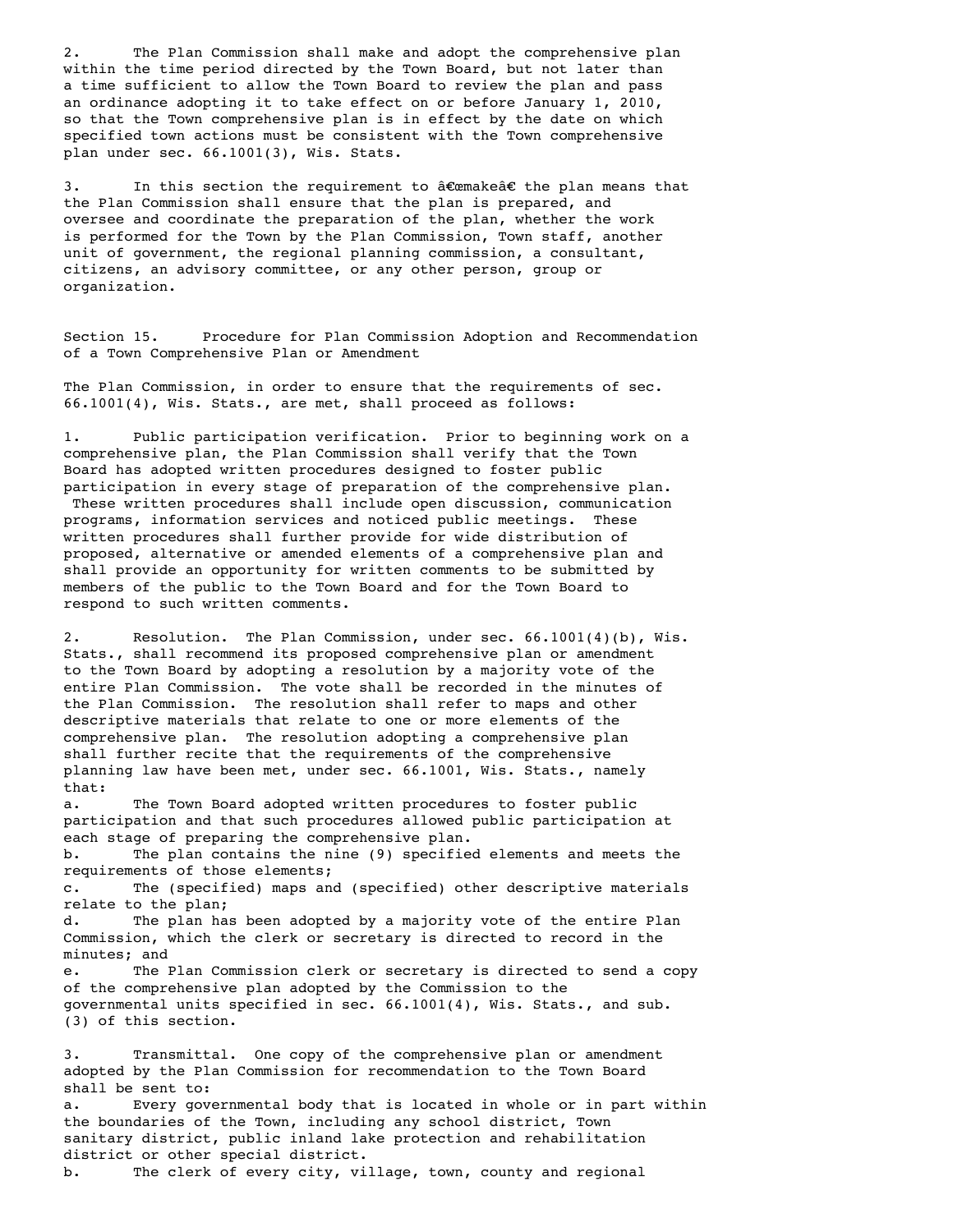2. The Plan Commission shall make and adopt the comprehensive plan within the time period directed by the Town Board, but not later than a time sufficient to allow the Town Board to review the plan and pass an ordinance adopting it to take effect on or before January 1, 2010, so that the Town comprehensive plan is in effect by the date on which specified town actions must be consistent with the Town comprehensive plan under sec. 66.1001(3), Wis. Stats.

3. In this section the requirement to â€œmakeâ€ the plan means that the Plan Commission shall ensure that the plan is prepared, and oversee and coordinate the preparation of the plan, whether the work is performed for the Town by the Plan Commission, Town staff, another unit of government, the regional planning commission, a consultant, citizens, an advisory committee, or any other person, group or organization.

## Section 15. Procedure for Plan Commission Adoption and Recommendation of a Town Comprehensive Plan or Amendment

The Plan Commission, in order to ensure that the requirements of sec. 66.1001(4), Wis. Stats., are met, shall proceed as follows:

1. Public participation verification. Prior to beginning work on a comprehensive plan, the Plan Commission shall verify that the Town Board has adopted written procedures designed to foster public participation in every stage of preparation of the comprehensive plan. These written procedures shall include open discussion, communication programs, information services and noticed public meetings. These written procedures shall further provide for wide distribution of proposed, alternative or amended elements of a comprehensive plan and shall provide an opportunity for written comments to be submitted by members of the public to the Town Board and for the Town Board to respond to such written comments.

2. Resolution. The Plan Commission, under sec. 66.1001(4)(b), Wis. Stats., shall recommend its proposed comprehensive plan or amendment to the Town Board by adopting a resolution by a majority vote of the entire Plan Commission. The vote shall be recorded in the minutes of the Plan Commission. The resolution shall refer to maps and other descriptive materials that relate to one or more elements of the comprehensive plan. The resolution adopting a comprehensive plan shall further recite that the requirements of the comprehensive planning law have been met, under sec. 66.1001, Wis. Stats., namely that:
a. The Town Board adopted written procedures to foster public participation and that such procedures allowed public participation at each stage of preparing the comprehensive plan.
b. The plan contains the nine (9) specified elements and meets the requirements of those elements;
c. The (specified) maps and (specified) other descriptive materials relate to the plan;
d. The plan has been adopted by a majority vote of the entire Plan Commission, which the clerk or secretary is directed to record in the minutes; and
e. The Plan Commission clerk or secretary is directed to send a copy of the comprehensive plan adopted by the Commission to the governmental units specified in sec. 66.1001(4), Wis. Stats., and sub. (3) of this section.

3. Transmittal. One copy of the comprehensive plan or amendment adopted by the Plan Commission for recommendation to the Town Board shall be sent to:
a. Every governmental body that is located in whole or in part within the boundaries of the Town, including any school district, Town sanitary district, public inland lake protection and rehabilitation district or other special district.
b. The clerk of every city, village, town, county and regional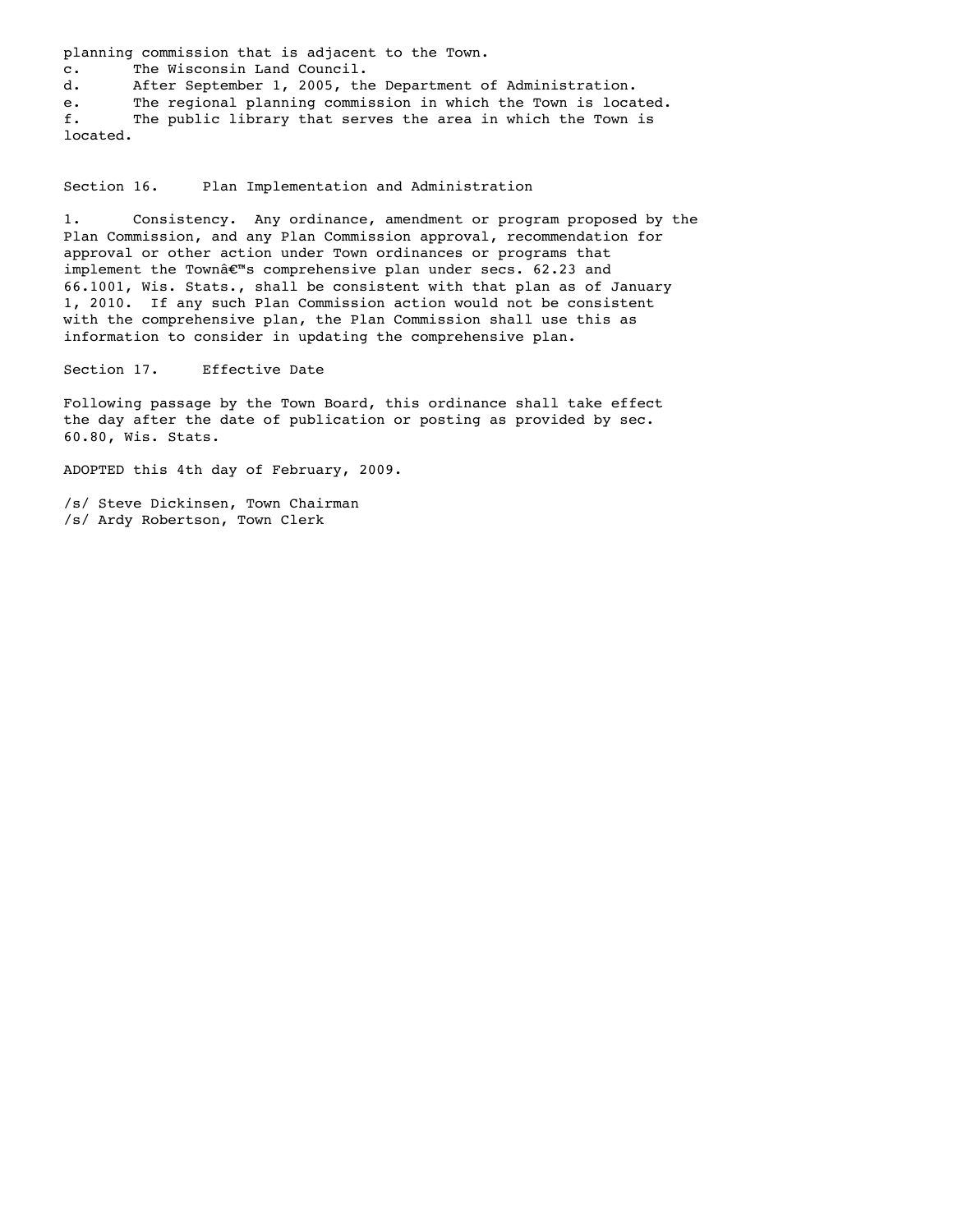planning commission that is adjacent to the Town.

c. The Wisconsin Land Council.

d. After September 1, 2005, the Department of Administration.

e. The regional planning commission in which the Town is located.

f. The public library that serves the area in which the Town is located.

## Section 16. Plan Implementation and Administration

1. Consistency. Any ordinance, amendment or program proposed by the Plan Commission, and any Plan Commission approval, recommendation for approval or other action under Town ordinances or programs that implement the Townâ€™s comprehensive plan under secs. 62.23 and 66.1001, Wis. Stats., shall be consistent with that plan as of January 1, 2010. If any such Plan Commission action would not be consistent with the comprehensive plan, the Plan Commission shall use this as information to consider in updating the comprehensive plan.

## Section 17. Effective Date

Following passage by the Town Board, this ordinance shall take effect the day after the date of publication or posting as provided by sec. 60.80, Wis. Stats.

ADOPTED this 4th day of February, 2009.

/s/ Steve Dickinsen, Town Chairman
/s/ Ardy Robertson, Town Clerk